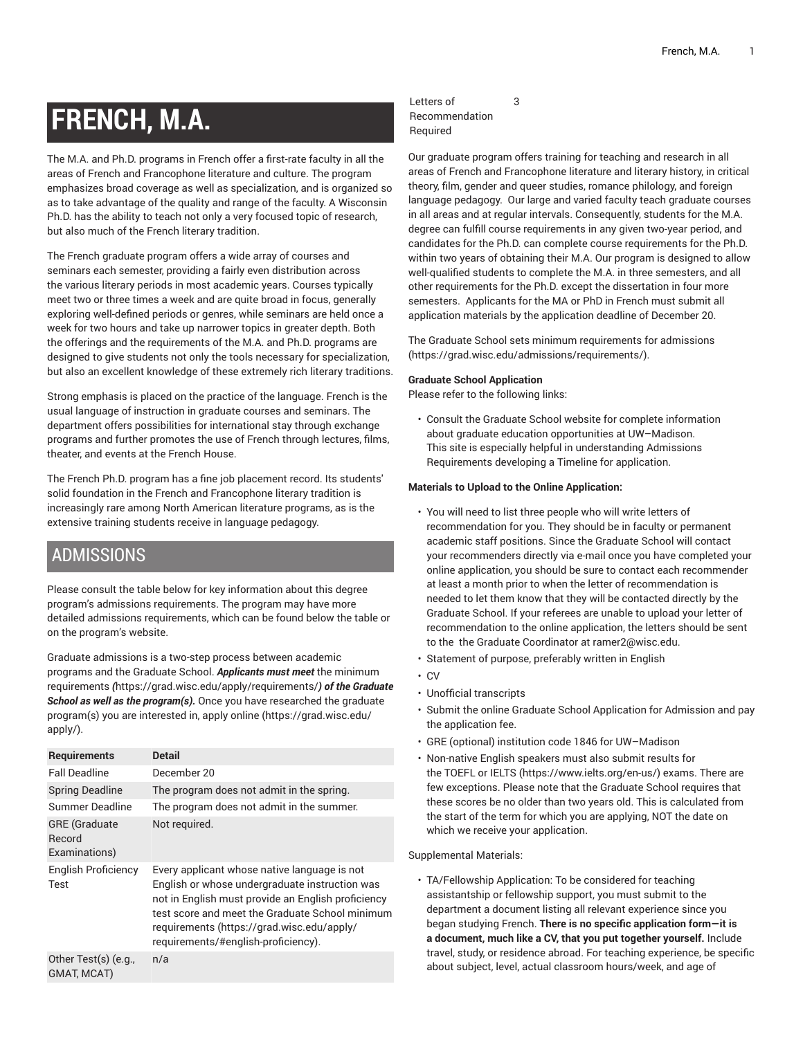# FRENCH, M.A.

The M.A. and Ph.D. programs in French offer a first-rate faculty in all the areas of French and Francophone literature and culture. The program emphasizes broad coverage as well as specialization, and is organized so as to take advantage of the quality and range of the faculty. A Wisconsin Ph.D. has the ability to teach not only a very focused topic of research, but also much of the French literary tradition.

The French graduate program offers a wide array of courses and seminars each semester, providing a fairly even distribution across the various literary periods in most academic years. Courses typically meet two or three times a week and are quite broad in focus, generally exploring well-defined periods or genres, while seminars are held once a week for two hours and take up narrower topics in greater depth. Both the offerings and the requirements of the M.A. and Ph.D. programs are designed to give students not only the tools necessary for specialization, but also an excellent knowledge of these extremely rich literary traditions.

Strong emphasis is placed on the practice of the language. French is the usual language of instruction in graduate courses and seminars. The department offers possibilities for international stay through exchange programs and further promotes the use of French through lectures, films, theater, and events at the French House.

The French Ph.D. program has a fine job placement record. Its students' solid foundation in the French and Francophone literary tradition is increasingly rare among North American literature programs, as is the extensive training students receive in language pedagogy.

## ADMISSIONS

Please consult the table below for key information about this degree program's admissions requirements. The program may have more detailed admissions requirements, which can be found below the table or on the program's website.

Graduate admissions is a two-step process between academic programs and the Graduate School. ***Applicants must meet*** the minimum requirements ***(***https://grad.wisc.edu/apply/requirements/***) of the Graduate School as well as the program(s).*** Once you have researched the graduate program(s) you are interested in, apply online (https://grad.wisc.edu/apply/).

| Requirements | Detail |
| --- | --- |
| Fall Deadline | December 20 |
| Spring Deadline | The program does not admit in the spring. |
| Summer Deadline | The program does not admit in the summer. |
| GRE (Graduate Record Examinations) | Not required. |
| English Proficiency Test | Every applicant whose native language is not English or whose undergraduate instruction was not in English must provide an English proficiency test score and meet the Graduate School minimum requirements (https://grad.wisc.edu/apply/requirements/#english-proficiency). |
| Other Test(s) (e.g., GMAT, MCAT) | n/a |
| Letters of Recommendation Required | 3 |

Our graduate program offers training for teaching and research in all areas of French and Francophone literature and literary history, in critical theory, film, gender and queer studies, romance philology, and foreign language pedagogy. Our large and varied faculty teach graduate courses in all areas and at regular intervals. Consequently, students for the M.A. degree can fulfill course requirements in any given two-year period, and candidates for the Ph.D. can complete course requirements for the Ph.D. within two years of obtaining their M.A. Our program is designed to allow well-qualified students to complete the M.A. in three semesters, and all other requirements for the Ph.D. except the dissertation in four more semesters. Applicants for the MA or PhD in French must submit all application materials by the application deadline of December 20.

The Graduate School sets minimum requirements for admissions (https://grad.wisc.edu/admissions/requirements/).

**Graduate School Application**
Please refer to the following links:

- Consult the Graduate School website for complete information about graduate education opportunities at UW–Madison. This site is especially helpful in understanding Admissions Requirements developing a Timeline for application.

**Materials to Upload to the Online Application:**

- You will need to list three people who will write letters of recommendation for you. They should be in faculty or permanent academic staff positions. Since the Graduate School will contact your recommenders directly via e-mail once you have completed your online application, you should be sure to contact each recommender at least a month prior to when the letter of recommendation is needed to let them know that they will be contacted directly by the Graduate School. If your referees are unable to upload your letter of recommendation to the online application, the letters should be sent to the the Graduate Coordinator at ramer2@wisc.edu.
- Statement of purpose, preferably written in English
- CV
- Unofficial transcripts
- Submit the online Graduate School Application for Admission and pay the application fee.
- GRE (optional) institution code 1846 for UW–Madison
- Non-native English speakers must also submit results for the TOEFL or IELTS (https://www.ielts.org/en-us/) exams. There are few exceptions. Please note that the Graduate School requires that these scores be no older than two years old. This is calculated from the start of the term for which you are applying, NOT the date on which we receive your application.

Supplemental Materials:

- TA/Fellowship Application: To be considered for teaching assistantship or fellowship support, you must submit to the department a document listing all relevant experience since you began studying French. **There is no specific application form—it is a document, much like a CV, that you put together yourself.** Include travel, study, or residence abroad. For teaching experience, be specific about subject, level, actual classroom hours/week, and age of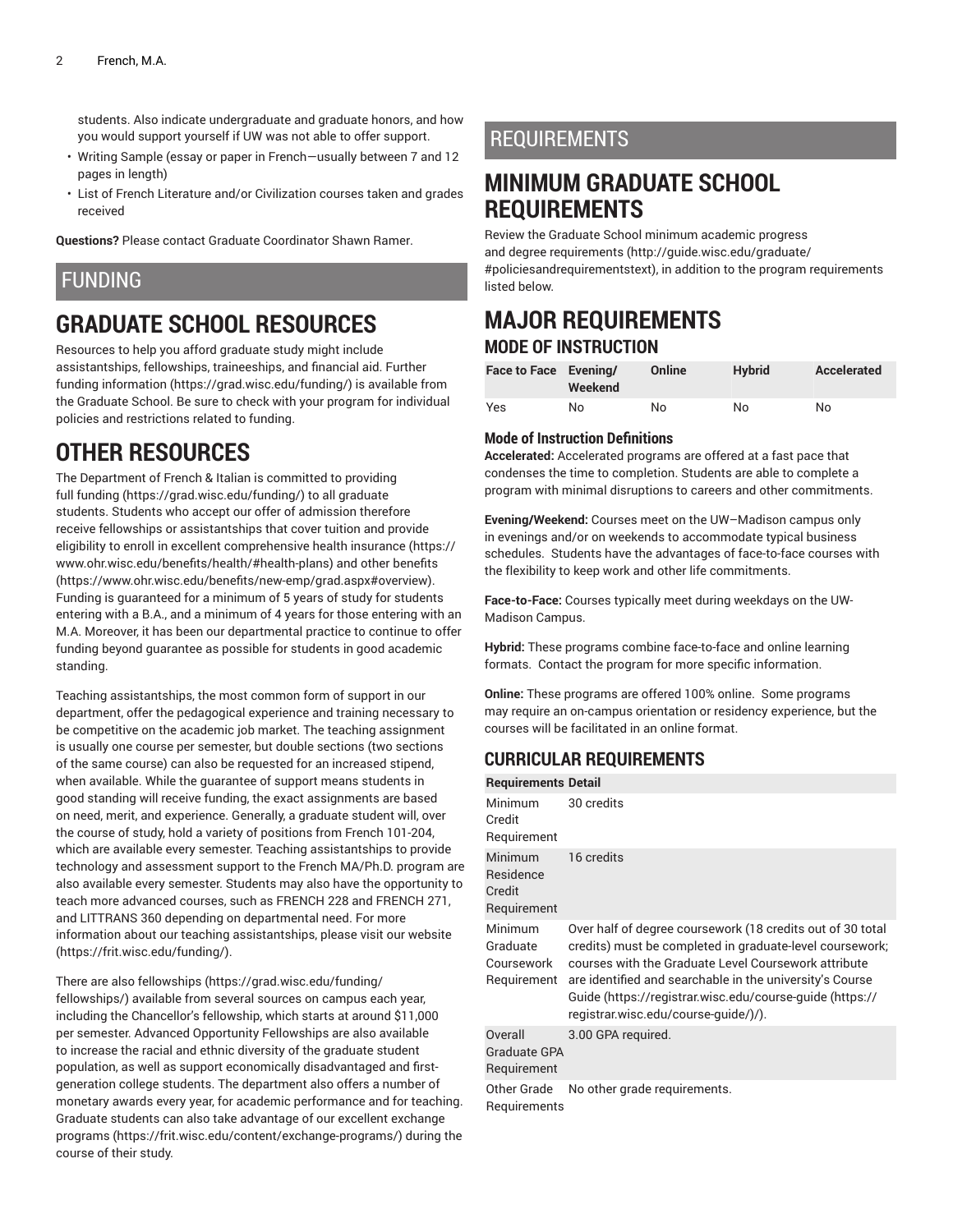students. Also indicate undergraduate and graduate honors, and how you would support yourself if UW was not able to offer support.

- Writing Sample (essay or paper in French—usually between 7 and 12 pages in length)
- List of French Literature and/or Civilization courses taken and grades received

**Questions?** Please contact Graduate Coordinator Shawn Ramer.

# FUNDING

## GRADUATE SCHOOL RESOURCES

Resources to help you afford graduate study might include assistantships, fellowships, traineeships, and financial aid. Further funding information (https://grad.wisc.edu/funding/) is available from the Graduate School. Be sure to check with your program for individual policies and restrictions related to funding.

## OTHER RESOURCES

The Department of French & Italian is committed to providing full funding (https://grad.wisc.edu/funding/) to all graduate students. Students who accept our offer of admission therefore receive fellowships or assistantships that cover tuition and provide eligibility to enroll in excellent comprehensive health insurance (https://www.ohr.wisc.edu/benefits/health/#health-plans) and other benefits (https://www.ohr.wisc.edu/benefits/new-emp/grad.aspx#overview). Funding is guaranteed for a minimum of 5 years of study for students entering with a B.A., and a minimum of 4 years for those entering with an M.A. Moreover, it has been our departmental practice to continue to offer funding beyond guarantee as possible for students in good academic standing.

Teaching assistantships, the most common form of support in our department, offer the pedagogical experience and training necessary to be competitive on the academic job market. The teaching assignment is usually one course per semester, but double sections (two sections of the same course) can also be requested for an increased stipend, when available. While the guarantee of support means students in good standing will receive funding, the exact assignments are based on need, merit, and experience. Generally, a graduate student will, over the course of study, hold a variety of positions from French 101-204, which are available every semester. Teaching assistantships to provide technology and assessment support to the French MA/Ph.D. program are also available every semester. Students may also have the opportunity to teach more advanced courses, such as FRENCH 228 and FRENCH 271, and LITTRANS 360 depending on departmental need. For more information about our teaching assistantships, please visit our website (https://frit.wisc.edu/funding/).

There are also fellowships (https://grad.wisc.edu/funding/fellowships/) available from several sources on campus each year, including the Chancellor's fellowship, which starts at around $11,000 per semester. Advanced Opportunity Fellowships are also available to increase the racial and ethnic diversity of the graduate student population, as well as support economically disadvantaged and first-generation college students. The department also offers a number of monetary awards every year, for academic performance and for teaching. Graduate students can also take advantage of our excellent exchange programs (https://frit.wisc.edu/content/exchange-programs/) during the course of their study.

# REQUIREMENTS

## MINIMUM GRADUATE SCHOOL REQUIREMENTS

Review the Graduate School minimum academic progress and degree requirements (http://guide.wisc.edu/graduate/#policiesandrequirementstext), in addition to the program requirements listed below.

## MAJOR REQUIREMENTS

### MODE OF INSTRUCTION

| Face to Face | Evening/ Weekend | Online | Hybrid | Accelerated |
|---|---|---|---|---|
| Yes | No | No | No | No |

#### Mode of Instruction Definitions

**Accelerated:** Accelerated programs are offered at a fast pace that condenses the time to completion. Students are able to complete a program with minimal disruptions to careers and other commitments.

**Evening/Weekend:** Courses meet on the UW–Madison campus only in evenings and/or on weekends to accommodate typical business schedules. Students have the advantages of face-to-face courses with the flexibility to keep work and other life commitments.

**Face-to-Face:** Courses typically meet during weekdays on the UW-Madison Campus.

**Hybrid:** These programs combine face-to-face and online learning formats. Contact the program for more specific information.

**Online:** These programs are offered 100% online. Some programs may require an on-campus orientation or residency experience, but the courses will be facilitated in an online format.

### CURRICULAR REQUIREMENTS

| Requirements | Detail |
|---|---|
| Minimum Credit Requirement | 30 credits |
| Minimum Residence Credit Requirement | 16 credits |
| Minimum Graduate Coursework Requirement | Over half of degree coursework (18 credits out of 30 total credits) must be completed in graduate-level coursework; courses with the Graduate Level Coursework attribute are identified and searchable in the university's Course Guide (https://registrar.wisc.edu/course-guide (https://registrar.wisc.edu/course-guide/)/). |
| Overall Graduate GPA Requirement | 3.00 GPA required. |
| Other Grade Requirements | No other grade requirements. |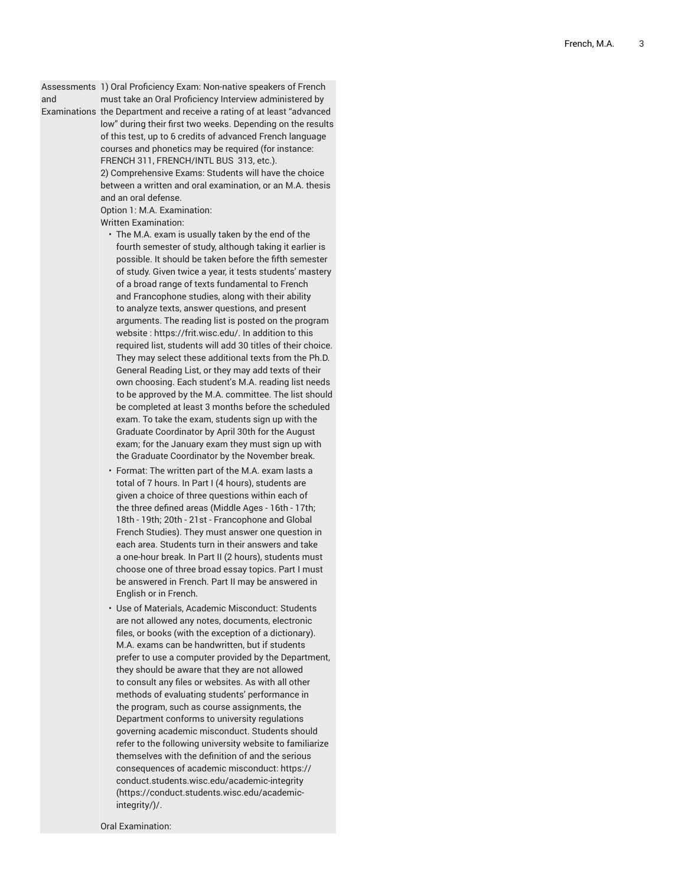| | |
|---|---|
| Assessments and Examinations | 1) Oral Proficiency Exam: Non-native speakers of French must take an Oral Proficiency Interview administered by the Department and receive a rating of at least "advanced low" during their first two weeks. Depending on the results of this test, up to 6 credits of advanced French language courses and phonetics may be required (for instance: FRENCH 311, FRENCH/INTL BUS 313, etc.).<br>2) Comprehensive Exams: Students will have the choice between a written and oral examination, or an M.A. thesis and an oral defense.<br>Option 1: M.A. Examination:<br>Written Examination:<br>• The M.A. exam is usually taken by the end of the fourth semester of study, although taking it earlier is possible. It should be taken before the fifth semester of study. Given twice a year, it tests students' mastery of a broad range of texts fundamental to French and Francophone studies, along with their ability to analyze texts, answer questions, and present arguments. The reading list is posted on the program website : https://frit.wisc.edu/. In addition to this required list, students will add 30 titles of their choice. They may select these additional texts from the Ph.D. General Reading List, or they may add texts of their own choosing. Each student's M.A. reading list needs to be approved by the M.A. committee. The list should be completed at least 3 months before the scheduled exam. To take the exam, students sign up with the Graduate Coordinator by April 30th for the August exam; for the January exam they must sign up with the Graduate Coordinator by the November break.<br>• Format: The written part of the M.A. exam lasts a total of 7 hours. In Part I (4 hours), students are given a choice of three questions within each of the three defined areas (Middle Ages - 16th - 17th; 18th - 19th; 20th - 21st - Francophone and Global French Studies). They must answer one question in each area. Students turn in their answers and take a one-hour break. In Part II (2 hours), students must choose one of three broad essay topics. Part I must be answered in French. Part II may be answered in English or in French.<br>• Use of Materials, Academic Misconduct: Students are not allowed any notes, documents, electronic files, or books (with the exception of a dictionary). M.A. exams can be handwritten, but if students prefer to use a computer provided by the Department, they should be aware that they are not allowed to consult any files or websites. As with all other methods of evaluating students' performance in the program, such as course assignments, the Department conforms to university regulations governing academic misconduct. Students should refer to the following university website to familiarize themselves with the definition of and the serious consequences of academic misconduct: https://conduct.students.wisc.edu/academic-integrity (https://conduct.students.wisc.edu/academic-integrity/)/.<br><br>Oral Examination: |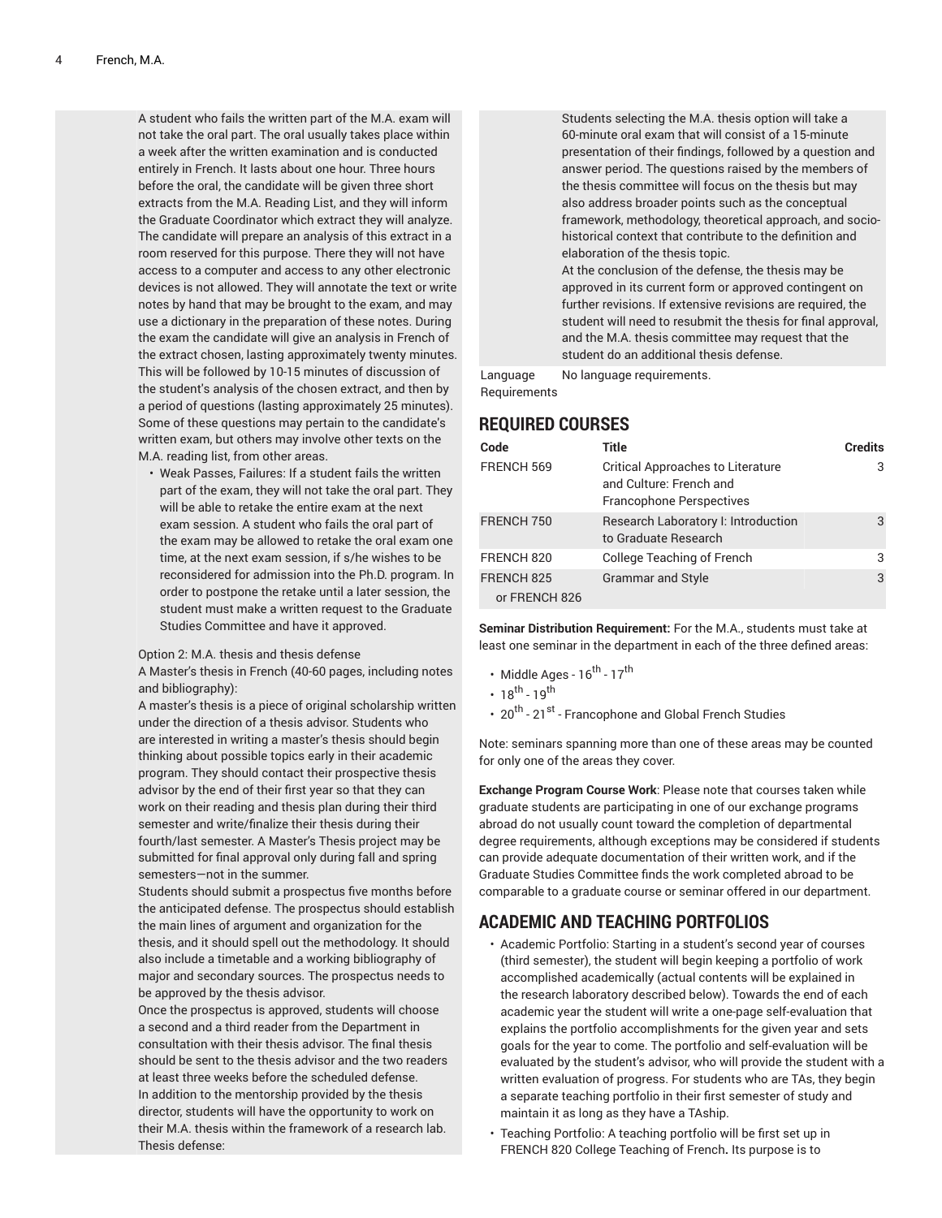A student who fails the written part of the M.A. exam will not take the oral part. The oral usually takes place within a week after the written examination and is conducted entirely in French. It lasts about one hour. Three hours before the oral, the candidate will be given three short extracts from the M.A. Reading List, and they will inform the Graduate Coordinator which extract they will analyze. The candidate will prepare an analysis of this extract in a room reserved for this purpose. There they will not have access to a computer and access to any other electronic devices is not allowed. They will annotate the text or write notes by hand that may be brought to the exam, and may use a dictionary in the preparation of these notes. During the exam the candidate will give an analysis in French of the extract chosen, lasting approximately twenty minutes. This will be followed by 10-15 minutes of discussion of the student's analysis of the chosen extract, and then by a period of questions (lasting approximately 25 minutes). Some of these questions may pertain to the candidate's written exam, but others may involve other texts on the M.A. reading list, from other areas.

- Weak Passes, Failures: If a student fails the written part of the exam, they will not take the oral part. They will be able to retake the entire exam at the next exam session. A student who fails the oral part of the exam may be allowed to retake the oral exam one time, at the next exam session, if s/he wishes to be reconsidered for admission into the Ph.D. program. In order to postpone the retake until a later session, the student must make a written request to the Graduate Studies Committee and have it approved.

Option 2: M.A. thesis and thesis defense

A Master's thesis in French (40-60 pages, including notes and bibliography):

A master's thesis is a piece of original scholarship written under the direction of a thesis advisor. Students who are interested in writing a master's thesis should begin thinking about possible topics early in their academic program. They should contact their prospective thesis advisor by the end of their first year so that they can work on their reading and thesis plan during their third semester and write/finalize their thesis during their fourth/last semester. A Master's Thesis project may be submitted for final approval only during fall and spring semesters—not in the summer.

Students should submit a prospectus five months before the anticipated defense. The prospectus should establish the main lines of argument and organization for the thesis, and it should spell out the methodology. It should also include a timetable and a working bibliography of major and secondary sources. The prospectus needs to be approved by the thesis advisor.

Once the prospectus is approved, students will choose a second and a third reader from the Department in consultation with their thesis advisor. The final thesis should be sent to the thesis advisor and the two readers at least three weeks before the scheduled defense.

In addition to the mentorship provided by the thesis director, students will have the opportunity to work on their M.A. thesis within the framework of a research lab.

Thesis defense:

Students selecting the M.A. thesis option will take a 60-minute oral exam that will consist of a 15-minute presentation of their findings, followed by a question and answer period. The questions raised by the members of the thesis committee will focus on the thesis but may also address broader points such as the conceptual framework, methodology, theoretical approach, and socio-historical context that contribute to the definition and elaboration of the thesis topic.

At the conclusion of the defense, the thesis may be approved in its current form or approved contingent on further revisions. If extensive revisions are required, the student will need to resubmit the thesis for final approval, and the M.A. thesis committee may request that the student do an additional thesis defense.

Language Requirements: No language requirements.

## REQUIRED COURSES

| Code | Title | Credits |
|---|---|---|
| FRENCH 569 | Critical Approaches to Literature and Culture: French and Francophone Perspectives | 3 |
| FRENCH 750 | Research Laboratory I: Introduction to Graduate Research | 3 |
| FRENCH 820 | College Teaching of French | 3 |
| FRENCH 825 or FRENCH 826 | Grammar and Style | 3 |

**Seminar Distribution Requirement:** For the M.A., students must take at least one seminar in the department in each of the three defined areas:

- Middle Ages - 16th - 17th
- 18th - 19th
- 20th - 21st - Francophone and Global French Studies

Note: seminars spanning more than one of these areas may be counted for only one of the areas they cover.

**Exchange Program Course Work**: Please note that courses taken while graduate students are participating in one of our exchange programs abroad do not usually count toward the completion of departmental degree requirements, although exceptions may be considered if students can provide adequate documentation of their written work, and if the Graduate Studies Committee finds the work completed abroad to be comparable to a graduate course or seminar offered in our department.

## ACADEMIC AND TEACHING PORTFOLIOS

- Academic Portfolio: Starting in a student's second year of courses (third semester), the student will begin keeping a portfolio of work accomplished academically (actual contents will be explained in the research laboratory described below). Towards the end of each academic year the student will write a one-page self-evaluation that explains the portfolio accomplishments for the given year and sets goals for the year to come. The portfolio and self-evaluation will be evaluated by the student's advisor, who will provide the student with a written evaluation of progress. For students who are TAs, they begin a separate teaching portfolio in their first semester of study and maintain it as long as they have a TAship.
- Teaching Portfolio: A teaching portfolio will be first set up in FRENCH 820 College Teaching of French**.** Its purpose is to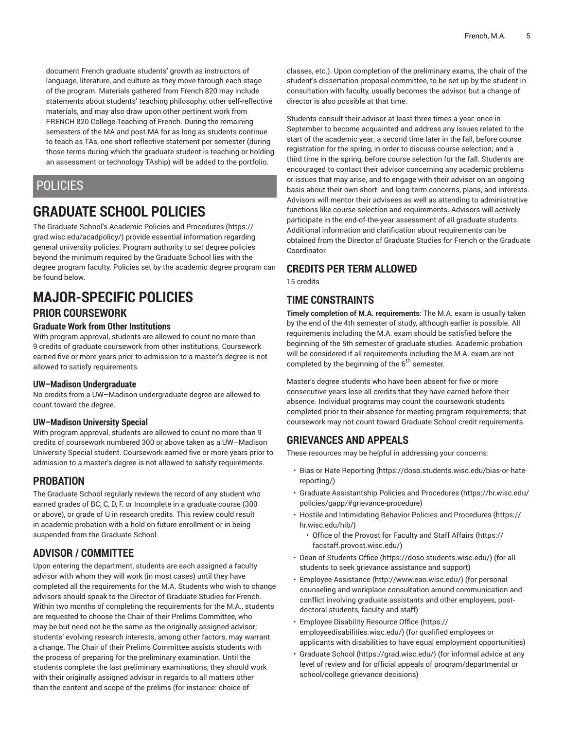document French graduate students' growth as instructors of language, literature, and culture as they move through each stage of the program. Materials gathered from French 820 may include statements about students' teaching philosophy, other self-reflective materials, and may also draw upon other pertinent work from FRENCH 820 College Teaching of French. During the remaining semesters of the MA and post-MA for as long as students continue to teach as TAs, one short reflective statement per semester (during those terms during which the graduate student is teaching or holding an assessment or technology TAship) will be added to the portfolio.

# POLICIES

# GRADUATE SCHOOL POLICIES

The Graduate School's Academic Policies and Procedures (https://grad.wisc.edu/acadpolicy/) provide essential information regarding general university policies. Program authority to set degree policies beyond the minimum required by the Graduate School lies with the degree program faculty. Policies set by the academic degree program can be found below.

# MAJOR-SPECIFIC POLICIES

## PRIOR COURSEWORK

### Graduate Work from Other Institutions

With program approval, students are allowed to count no more than 9 credits of graduate coursework from other institutions. Coursework earned five or more years prior to admission to a master's degree is not allowed to satisfy requirements.

### UW–Madison Undergraduate

No credits from a UW–Madison undergraduate degree are allowed to count toward the degree.

### UW–Madison University Special

With program approval, students are allowed to count no more than 9 credits of coursework numbered 300 or above taken as a UW–Madison University Special student. Coursework earned five or more years prior to admission to a master's degree is not allowed to satisfy requirements.

## PROBATION

The Graduate School regularly reviews the record of any student who earned grades of BC, C, D, F, or Incomplete in a graduate course (300 or above), or grade of U in research credits. This review could result in academic probation with a hold on future enrollment or in being suspended from the Graduate School.

## ADVISOR / COMMITTEE

Upon entering the department, students are each assigned a faculty advisor with whom they will work (in most cases) until they have completed all the requirements for the M.A. Students who wish to change advisors should speak to the Director of Graduate Studies for French. Within two months of completing the requirements for the M.A., students are requested to choose the Chair of their Prelims Committee, who may be but need not be the same as the originally assigned advisor; students' evolving research interests, among other factors, may warrant a change. The Chair of their Prelims Committee assists students with the process of preparing for the preliminary examination. Until the students complete the last preliminary examinations, they should work with their originally assigned advisor in regards to all matters other than the content and scope of the prelims (for instance: choice of classes, etc.). Upon completion of the preliminary exams, the chair of the student's dissertation proposal committee, to be set up by the student in consultation with faculty, usually becomes the advisor, but a change of director is also possible at that time.

Students consult their advisor at least three times a year: once in September to become acquainted and address any issues related to the start of the academic year; a second time later in the fall, before course registration for the spring, in order to discuss course selection; and a third time in the spring, before course selection for the fall. Students are encouraged to contact their advisor concerning any academic problems or issues that may arise, and to engage with their advisor on an ongoing basis about their own short- and long-term concerns, plans, and interests. Advisors will mentor their advisees as well as attending to administrative functions like course selection and requirements. Advisors will actively participate in the end-of-the-year assessment of all graduate students. Additional information and clarification about requirements can be obtained from the Director of Graduate Studies for French or the Graduate Coordinator.

## CREDITS PER TERM ALLOWED

15 credits

## TIME CONSTRAINTS

**Timely completion of M.A. requirements**: The M.A. exam is usually taken by the end of the 4th semester of study, although earlier is possible. All requirements including the M.A. exam should be satisfied before the beginning of the 5th semester of graduate studies. Academic probation will be considered if all requirements including the M.A. exam are not completed by the beginning of the 6th semester.

Master's degree students who have been absent for five or more consecutive years lose all credits that they have earned before their absence. Individual programs may count the coursework students completed prior to their absence for meeting program requirements; that coursework may not count toward Graduate School credit requirements.

## GRIEVANCES AND APPEALS

These resources may be helpful in addressing your concerns:

- Bias or Hate Reporting (https://doso.students.wisc.edu/bias-or-hate-reporting/)
- Graduate Assistantship Policies and Procedures (https://hr.wisc.edu/policies/gapp/#grievance-procedure)
- Hostile and Intimidating Behavior Policies and Procedures (https://hr.wisc.edu/hib/)
  - Office of the Provost for Faculty and Staff Affairs (https://facstaff.provost.wisc.edu/)
- Dean of Students Office (https://doso.students.wisc.edu/) (for all students to seek grievance assistance and support)
- Employee Assistance (http://www.eao.wisc.edu/) (for personal counseling and workplace consultation around communication and conflict involving graduate assistants and other employees, post-doctoral students, faculty and staff)
- Employee Disability Resource Office (https://employeedisabilities.wisc.edu/) (for qualified employees or applicants with disabilities to have equal employment opportunities)
- Graduate School (https://grad.wisc.edu/) (for informal advice at any level of review and for official appeals of program/departmental or school/college grievance decisions)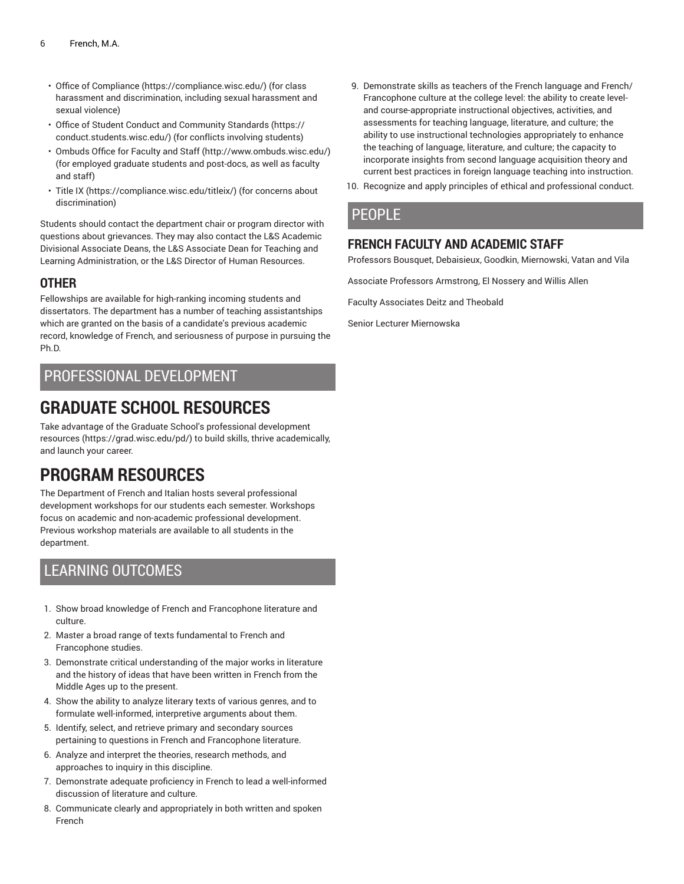- Office of Compliance (https://compliance.wisc.edu/) (for class harassment and discrimination, including sexual harassment and sexual violence)
- Office of Student Conduct and Community Standards (https://conduct.students.wisc.edu/) (for conflicts involving students)
- Ombuds Office for Faculty and Staff (http://www.ombuds.wisc.edu/) (for employed graduate students and post-docs, as well as faculty and staff)
- Title IX (https://compliance.wisc.edu/titleix/) (for concerns about discrimination)

Students should contact the department chair or program director with questions about grievances. They may also contact the L&S Academic Divisional Associate Deans, the L&S Associate Dean for Teaching and Learning Administration, or the L&S Director of Human Resources.

### OTHER

Fellowships are available for high-ranking incoming students and dissertators. The department has a number of teaching assistantships which are granted on the basis of a candidate's previous academic record, knowledge of French, and seriousness of purpose in pursuing the Ph.D.

## PROFESSIONAL DEVELOPMENT

# GRADUATE SCHOOL RESOURCES

Take advantage of the Graduate School's professional development resources (https://grad.wisc.edu/pd/) to build skills, thrive academically, and launch your career.

# PROGRAM RESOURCES

The Department of French and Italian hosts several professional development workshops for our students each semester. Workshops focus on academic and non-academic professional development. Previous workshop materials are available to all students in the department.

## LEARNING OUTCOMES

1. Show broad knowledge of French and Francophone literature and culture.
2. Master a broad range of texts fundamental to French and Francophone studies.
3. Demonstrate critical understanding of the major works in literature and the history of ideas that have been written in French from the Middle Ages up to the present.
4. Show the ability to analyze literary texts of various genres, and to formulate well-informed, interpretive arguments about them.
5. Identify, select, and retrieve primary and secondary sources pertaining to questions in French and Francophone literature.
6. Analyze and interpret the theories, research methods, and approaches to inquiry in this discipline.
7. Demonstrate adequate proficiency in French to lead a well-informed discussion of literature and culture.
8. Communicate clearly and appropriately in both written and spoken French
9. Demonstrate skills as teachers of the French language and French/Francophone culture at the college level: the ability to create level- and course-appropriate instructional objectives, activities, and assessments for teaching language, literature, and culture; the ability to use instructional technologies appropriately to enhance the teaching of language, literature, and culture; the capacity to incorporate insights from second language acquisition theory and current best practices in foreign language teaching into instruction.
10. Recognize and apply principles of ethical and professional conduct.

## PEOPLE

### FRENCH FACULTY AND ACADEMIC STAFF

Professors Bousquet, Debaisieux, Goodkin, Miernowski, Vatan and Vila

Associate Professors Armstrong, El Nossery and Willis Allen

Faculty Associates Deitz and Theobald

Senior Lecturer Miernowska